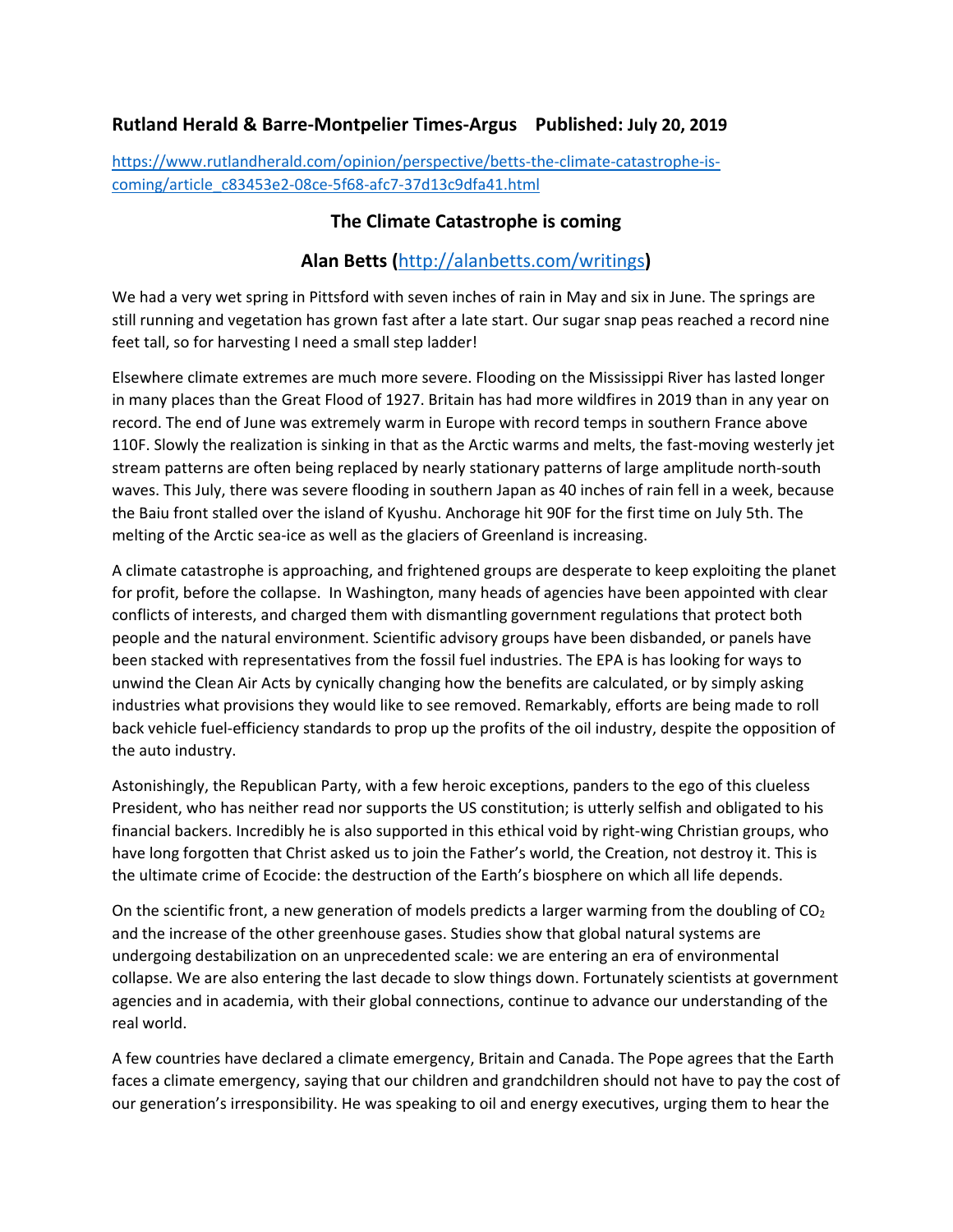**Rutland Herald & Barre-Montpelier Times-Argus    Published: July 20, 2019**

https://www.rutlandherald.com/opinion/perspective/betts-the-climate-catastrophe-is-coming/article_c83453e2-08ce-5f68-afc7-37d13c9dfa41.html

## The Climate Catastrophe is coming

### Alan Betts (http://alanbetts.com/writings)

We had a very wet spring in Pittsford with seven inches of rain in May and six in June. The springs are still running and vegetation has grown fast after a late start. Our sugar snap peas reached a record nine feet tall, so for harvesting I need a small step ladder!

Elsewhere climate extremes are much more severe. Flooding on the Mississippi River has lasted longer in many places than the Great Flood of 1927. Britain has had more wildfires in 2019 than in any year on record. The end of June was extremely warm in Europe with record temps in southern France above 110F. Slowly the realization is sinking in that as the Arctic warms and melts, the fast-moving westerly jet stream patterns are often being replaced by nearly stationary patterns of large amplitude north-south waves. This July, there was severe flooding in southern Japan as 40 inches of rain fell in a week, because the Baiu front stalled over the island of Kyushu. Anchorage hit 90F for the first time on July 5th. The melting of the Arctic sea-ice as well as the glaciers of Greenland is increasing.

A climate catastrophe is approaching, and frightened groups are desperate to keep exploiting the planet for profit, before the collapse. In Washington, many heads of agencies have been appointed with clear conflicts of interests, and charged them with dismantling government regulations that protect both people and the natural environment. Scientific advisory groups have been disbanded, or panels have been stacked with representatives from the fossil fuel industries. The EPA is has looking for ways to unwind the Clean Air Acts by cynically changing how the benefits are calculated, or by simply asking industries what provisions they would like to see removed. Remarkably, efforts are being made to roll back vehicle fuel-efficiency standards to prop up the profits of the oil industry, despite the opposition of the auto industry.

Astonishingly, the Republican Party, with a few heroic exceptions, panders to the ego of this clueless President, who has neither read nor supports the US constitution; is utterly selfish and obligated to his financial backers. Incredibly he is also supported in this ethical void by right-wing Christian groups, who have long forgotten that Christ asked us to join the Father's world, the Creation, not destroy it. This is the ultimate crime of Ecocide: the destruction of the Earth's biosphere on which all life depends.

On the scientific front, a new generation of models predicts a larger warming from the doubling of $CO_2$ and the increase of the other greenhouse gases. Studies show that global natural systems are undergoing destabilization on an unprecedented scale: we are entering an era of environmental collapse. We are also entering the last decade to slow things down. Fortunately scientists at government agencies and in academia, with their global connections, continue to advance our understanding of the real world.

A few countries have declared a climate emergency, Britain and Canada. The Pope agrees that the Earth faces a climate emergency, saying that our children and grandchildren should not have to pay the cost of our generation's irresponsibility. He was speaking to oil and energy executives, urging them to hear the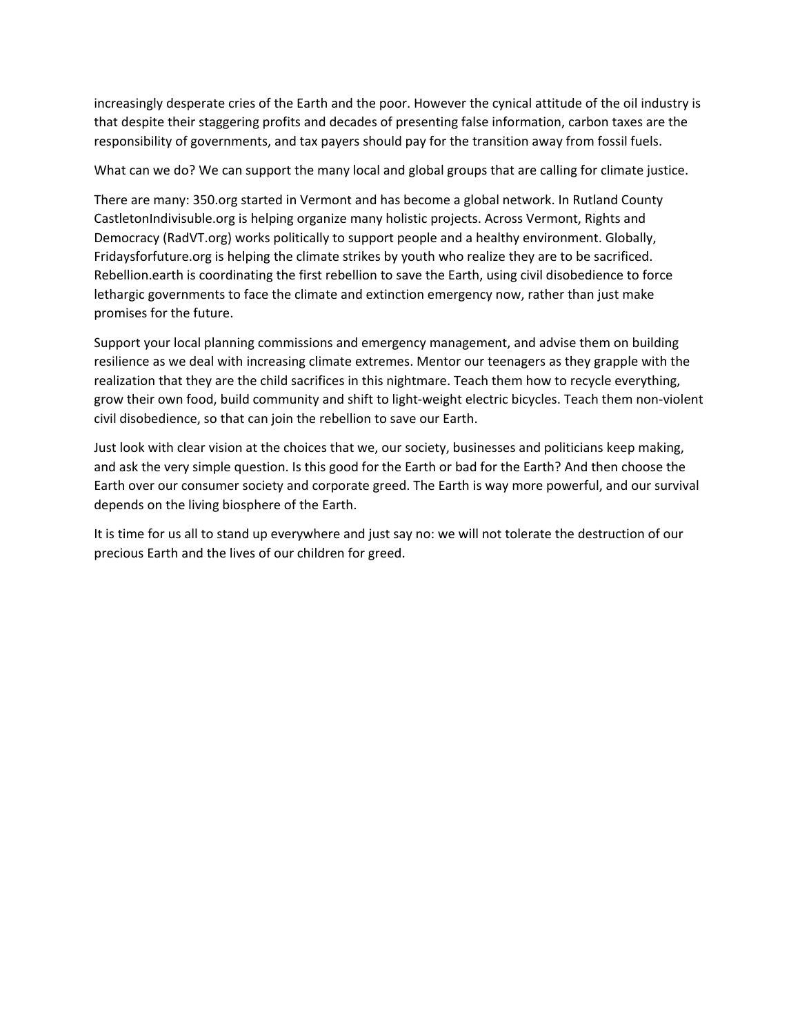increasingly desperate cries of the Earth and the poor. However the cynical attitude of the oil industry is that despite their staggering profits and decades of presenting false information, carbon taxes are the responsibility of governments, and tax payers should pay for the transition away from fossil fuels.

What can we do? We can support the many local and global groups that are calling for climate justice.

There are many: 350.org started in Vermont and has become a global network. In Rutland County CastletonIndivisuble.org is helping organize many holistic projects. Across Vermont, Rights and Democracy (RadVT.org) works politically to support people and a healthy environment. Globally, Fridaysforfuture.org is helping the climate strikes by youth who realize they are to be sacrificed. Rebellion.earth is coordinating the first rebellion to save the Earth, using civil disobedience to force lethargic governments to face the climate and extinction emergency now, rather than just make promises for the future.

Support your local planning commissions and emergency management, and advise them on building resilience as we deal with increasing climate extremes. Mentor our teenagers as they grapple with the realization that they are the child sacrifices in this nightmare. Teach them how to recycle everything, grow their own food, build community and shift to light-weight electric bicycles. Teach them non-violent civil disobedience, so that can join the rebellion to save our Earth.

Just look with clear vision at the choices that we, our society, businesses and politicians keep making, and ask the very simple question. Is this good for the Earth or bad for the Earth? And then choose the Earth over our consumer society and corporate greed. The Earth is way more powerful, and our survival depends on the living biosphere of the Earth.

It is time for us all to stand up everywhere and just say no: we will not tolerate the destruction of our precious Earth and the lives of our children for greed.